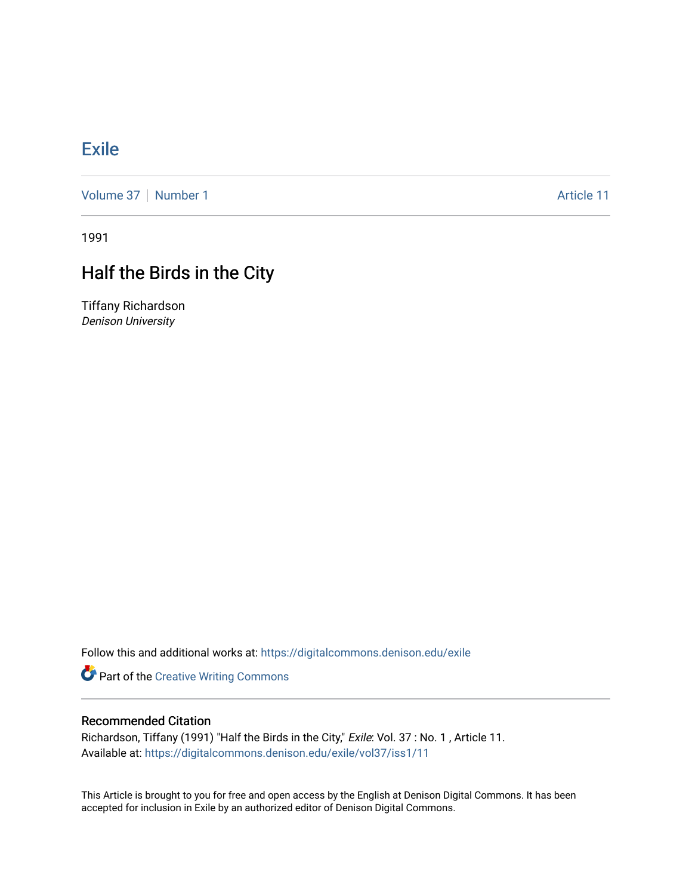# Exile

Volume 37 | Number 1 Article 11

1991

## Half the Birds in the City

Tiffany Richardson
*Denison University*

Follow this and additional works at: https://digitalcommons.denison.edu/exile

Part of the Creative Writing Commons

### Recommended Citation

Richardson, Tiffany (1991) "Half the Birds in the City," *Exile*: Vol. 37 : No. 1 , Article 11.
Available at: https://digitalcommons.denison.edu/exile/vol37/iss1/11

This Article is brought to you for free and open access by the English at Denison Digital Commons. It has been accepted for inclusion in Exile by an authorized editor of Denison Digital Commons.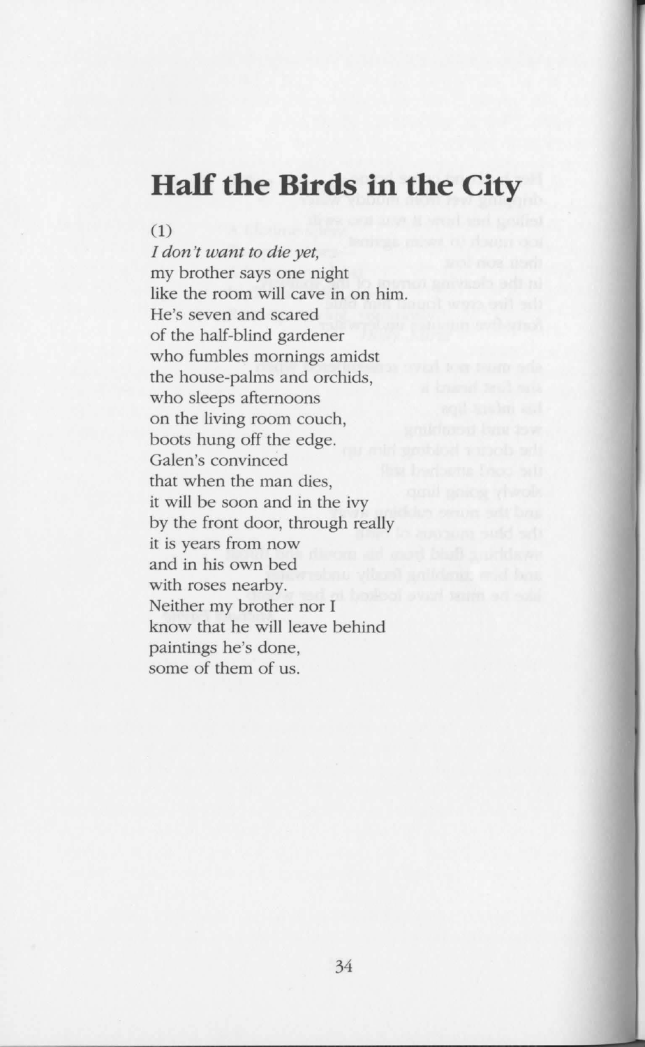# Half the Birds in the City

(1)

*I don't want to die yet,*
my brother says one night
like the room will cave in on him.
He's seven and scared
of the half-blind gardener
who fumbles mornings amidst
the house-palms and orchids,
who sleeps afternoons
on the living room couch,
boots hung off the edge.
Galen's convinced
that when the man dies,
it will be soon and in the ivy
by the front door, through really
it is years from now
and in his own bed
with roses nearby.
Neither my brother nor I
know that he will leave behind
paintings he's done,
some of them of us.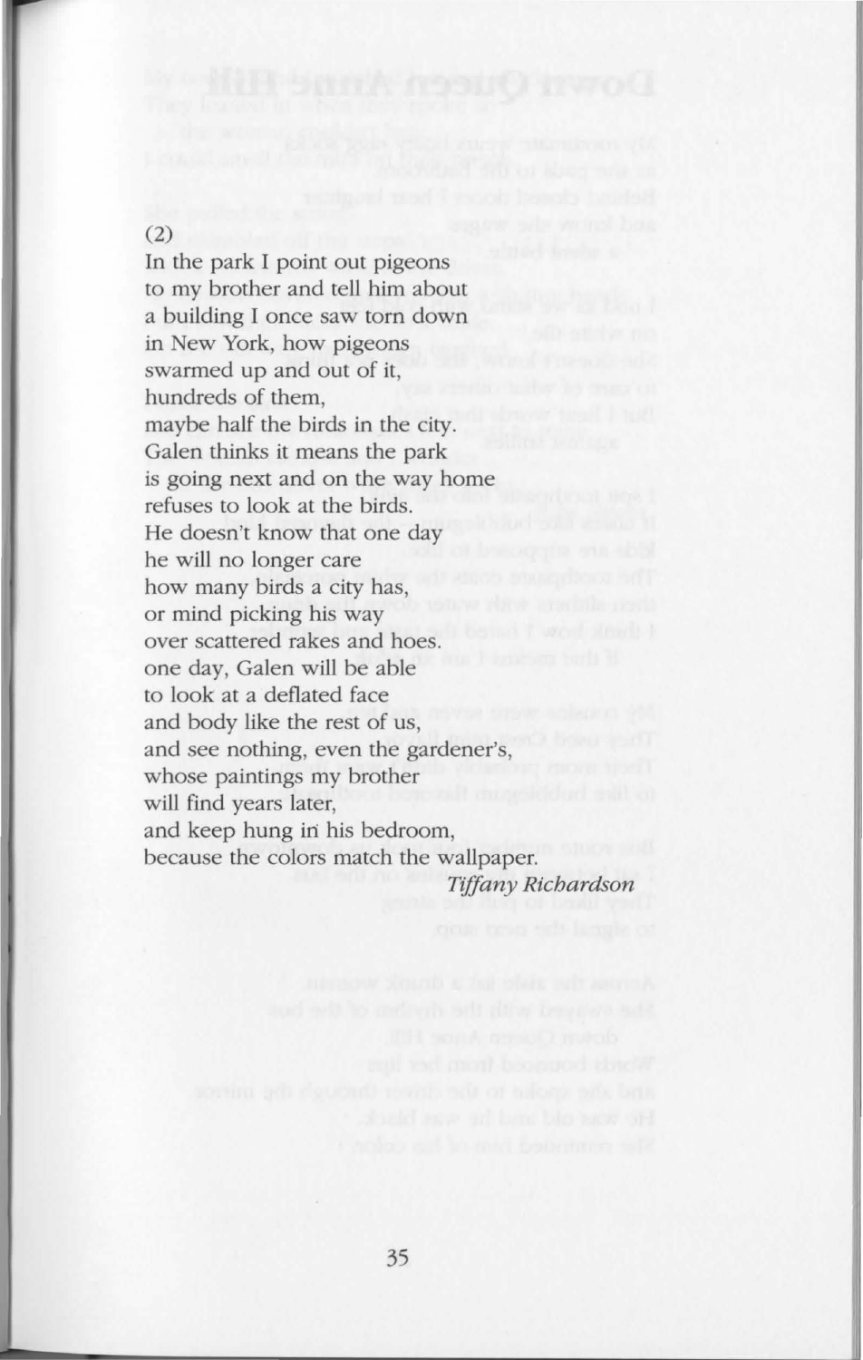(2)

In the park I point out pigeons
to my brother and tell him about
a building I once saw torn down
in New York, how pigeons
swarmed up and out of it,
hundreds of them,
maybe half the birds in the city.
Galen thinks it means the park
is going next and on the way home
refuses to look at the birds.
He doesn't know that one day
he will no longer care
how many birds a city has,
or mind picking his way
over scattered rakes and hoes.
one day, Galen will be able
to look at a deflated face
and body like the rest of us,
and see nothing, even the gardener's,
whose paintings my brother
will find years later,
and keep hung in his bedroom,
because the colors match the wallpaper.

*Tiffany Richardson*